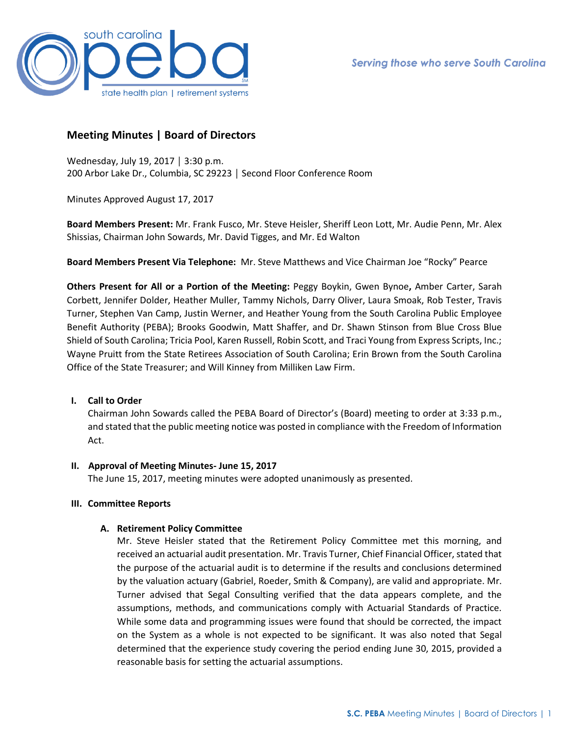# Meeting Minutes | Board of Directors

Wednesday, July 19, 2017 │ 3:30 p.m.
200 Arbor Lake Dr., Columbia, SC 29223 │ Second Floor Conference Room

Minutes Approved August 17, 2017

**Board Members Present:** Mr. Frank Fusco, Mr. Steve Heisler, Sheriff Leon Lott, Mr. Audie Penn, Mr. Alex Shissias, Chairman John Sowards, Mr. David Tigges, and Mr. Ed Walton

**Board Members Present Via Telephone:** Mr. Steve Matthews and Vice Chairman Joe "Rocky" Pearce

**Others Present for All or a Portion of the Meeting:** Peggy Boykin, Gwen Bynoe**,** Amber Carter, Sarah Corbett, Jennifer Dolder, Heather Muller, Tammy Nichols, Darry Oliver, Laura Smoak, Rob Tester, Travis Turner, Stephen Van Camp, Justin Werner, and Heather Young from the South Carolina Public Employee Benefit Authority (PEBA); Brooks Goodwin, Matt Shaffer, and Dr. Shawn Stinson from Blue Cross Blue Shield of South Carolina; Tricia Pool, Karen Russell, Robin Scott, and Traci Young from Express Scripts, Inc.; Wayne Pruitt from the State Retirees Association of South Carolina; Erin Brown from the South Carolina Office of the State Treasurer; and Will Kinney from Milliken Law Firm.

## I. Call to Order

Chairman John Sowards called the PEBA Board of Director's (Board) meeting to order at 3:33 p.m., and stated that the public meeting notice was posted in compliance with the Freedom of Information Act.

## II. Approval of Meeting Minutes- June 15, 2017

The June 15, 2017, meeting minutes were adopted unanimously as presented.

## III. Committee Reports

### A. Retirement Policy Committee

Mr. Steve Heisler stated that the Retirement Policy Committee met this morning, and received an actuarial audit presentation. Mr. Travis Turner, Chief Financial Officer, stated that the purpose of the actuarial audit is to determine if the results and conclusions determined by the valuation actuary (Gabriel, Roeder, Smith & Company), are valid and appropriate. Mr. Turner advised that Segal Consulting verified that the data appears complete, and the assumptions, methods, and communications comply with Actuarial Standards of Practice. While some data and programming issues were found that should be corrected, the impact on the System as a whole is not expected to be significant. It was also noted that Segal determined that the experience study covering the period ending June 30, 2015, provided a reasonable basis for setting the actuarial assumptions.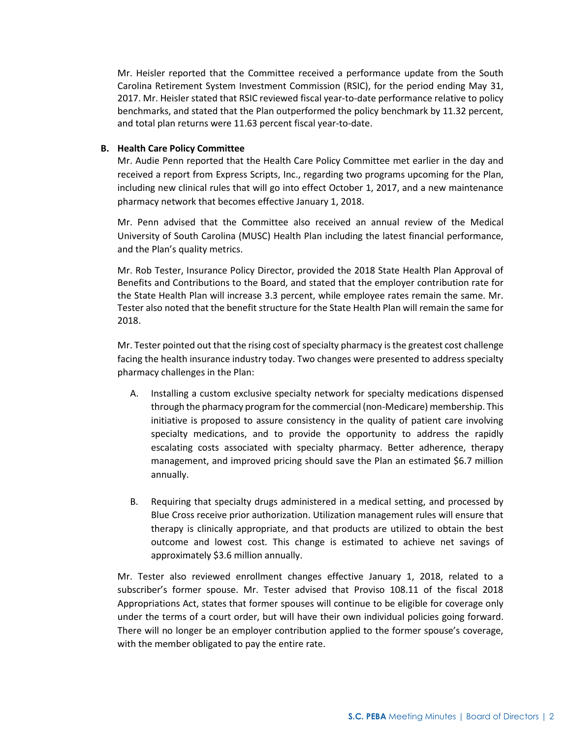Mr. Heisler reported that the Committee received a performance update from the South Carolina Retirement System Investment Commission (RSIC), for the period ending May 31, 2017. Mr. Heisler stated that RSIC reviewed fiscal year-to-date performance relative to policy benchmarks, and stated that the Plan outperformed the policy benchmark by 11.32 percent, and total plan returns were 11.63 percent fiscal year-to-date.

**B. Health Care Policy Committee**

Mr. Audie Penn reported that the Health Care Policy Committee met earlier in the day and received a report from Express Scripts, Inc., regarding two programs upcoming for the Plan, including new clinical rules that will go into effect October 1, 2017, and a new maintenance pharmacy network that becomes effective January 1, 2018.

Mr. Penn advised that the Committee also received an annual review of the Medical University of South Carolina (MUSC) Health Plan including the latest financial performance, and the Plan's quality metrics.

Mr. Rob Tester, Insurance Policy Director, provided the 2018 State Health Plan Approval of Benefits and Contributions to the Board, and stated that the employer contribution rate for the State Health Plan will increase 3.3 percent, while employee rates remain the same. Mr. Tester also noted that the benefit structure for the State Health Plan will remain the same for 2018.

Mr. Tester pointed out that the rising cost of specialty pharmacy is the greatest cost challenge facing the health insurance industry today. Two changes were presented to address specialty pharmacy challenges in the Plan:

A. Installing a custom exclusive specialty network for specialty medications dispensed through the pharmacy program for the commercial (non-Medicare) membership. This initiative is proposed to assure consistency in the quality of patient care involving specialty medications, and to provide the opportunity to address the rapidly escalating costs associated with specialty pharmacy. Better adherence, therapy management, and improved pricing should save the Plan an estimated $6.7 million annually.

B. Requiring that specialty drugs administered in a medical setting, and processed by Blue Cross receive prior authorization. Utilization management rules will ensure that therapy is clinically appropriate, and that products are utilized to obtain the best outcome and lowest cost. This change is estimated to achieve net savings of approximately $3.6 million annually.

Mr. Tester also reviewed enrollment changes effective January 1, 2018, related to a subscriber's former spouse. Mr. Tester advised that Proviso 108.11 of the fiscal 2018 Appropriations Act, states that former spouses will continue to be eligible for coverage only under the terms of a court order, but will have their own individual policies going forward. There will no longer be an employer contribution applied to the former spouse's coverage, with the member obligated to pay the entire rate.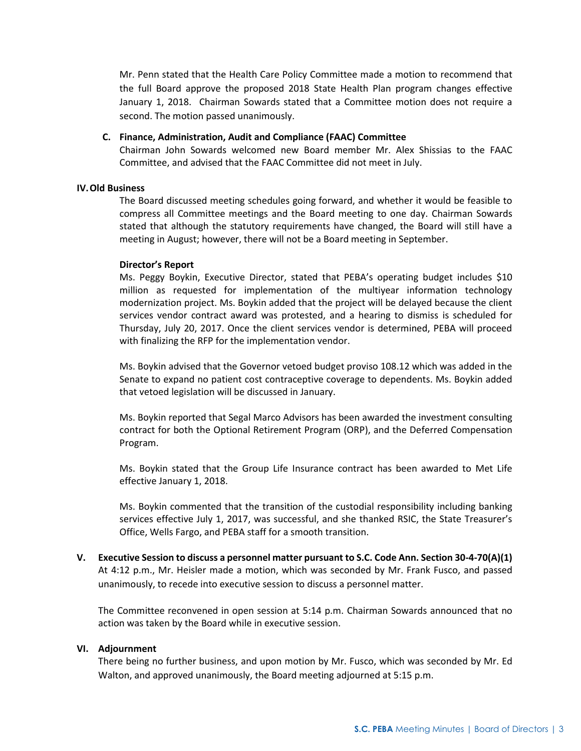Mr. Penn stated that the Health Care Policy Committee made a motion to recommend that the full Board approve the proposed 2018 State Health Plan program changes effective January 1, 2018. Chairman Sowards stated that a Committee motion does not require a second. The motion passed unanimously.

**C. Finance, Administration, Audit and Compliance (FAAC) Committee**

Chairman John Sowards welcomed new Board member Mr. Alex Shissias to the FAAC Committee, and advised that the FAAC Committee did not meet in July.

## IV. Old Business

The Board discussed meeting schedules going forward, and whether it would be feasible to compress all Committee meetings and the Board meeting to one day. Chairman Sowards stated that although the statutory requirements have changed, the Board will still have a meeting in August; however, there will not be a Board meeting in September.

**Director's Report**

Ms. Peggy Boykin, Executive Director, stated that PEBA's operating budget includes $10 million as requested for implementation of the multiyear information technology modernization project. Ms. Boykin added that the project will be delayed because the client services vendor contract award was protested, and a hearing to dismiss is scheduled for Thursday, July 20, 2017. Once the client services vendor is determined, PEBA will proceed with finalizing the RFP for the implementation vendor.

Ms. Boykin advised that the Governor vetoed budget proviso 108.12 which was added in the Senate to expand no patient cost contraceptive coverage to dependents. Ms. Boykin added that vetoed legislation will be discussed in January.

Ms. Boykin reported that Segal Marco Advisors has been awarded the investment consulting contract for both the Optional Retirement Program (ORP), and the Deferred Compensation Program.

Ms. Boykin stated that the Group Life Insurance contract has been awarded to Met Life effective January 1, 2018.

Ms. Boykin commented that the transition of the custodial responsibility including banking services effective July 1, 2017, was successful, and she thanked RSIC, the State Treasurer's Office, Wells Fargo, and PEBA staff for a smooth transition.

## V. Executive Session to discuss a personnel matter pursuant to S.C. Code Ann. Section 30-4-70(A)(1)

At 4:12 p.m., Mr. Heisler made a motion, which was seconded by Mr. Frank Fusco, and passed unanimously, to recede into executive session to discuss a personnel matter.

The Committee reconvened in open session at 5:14 p.m. Chairman Sowards announced that no action was taken by the Board while in executive session.

## VI. Adjournment

There being no further business, and upon motion by Mr. Fusco, which was seconded by Mr. Ed Walton, and approved unanimously, the Board meeting adjourned at 5:15 p.m.